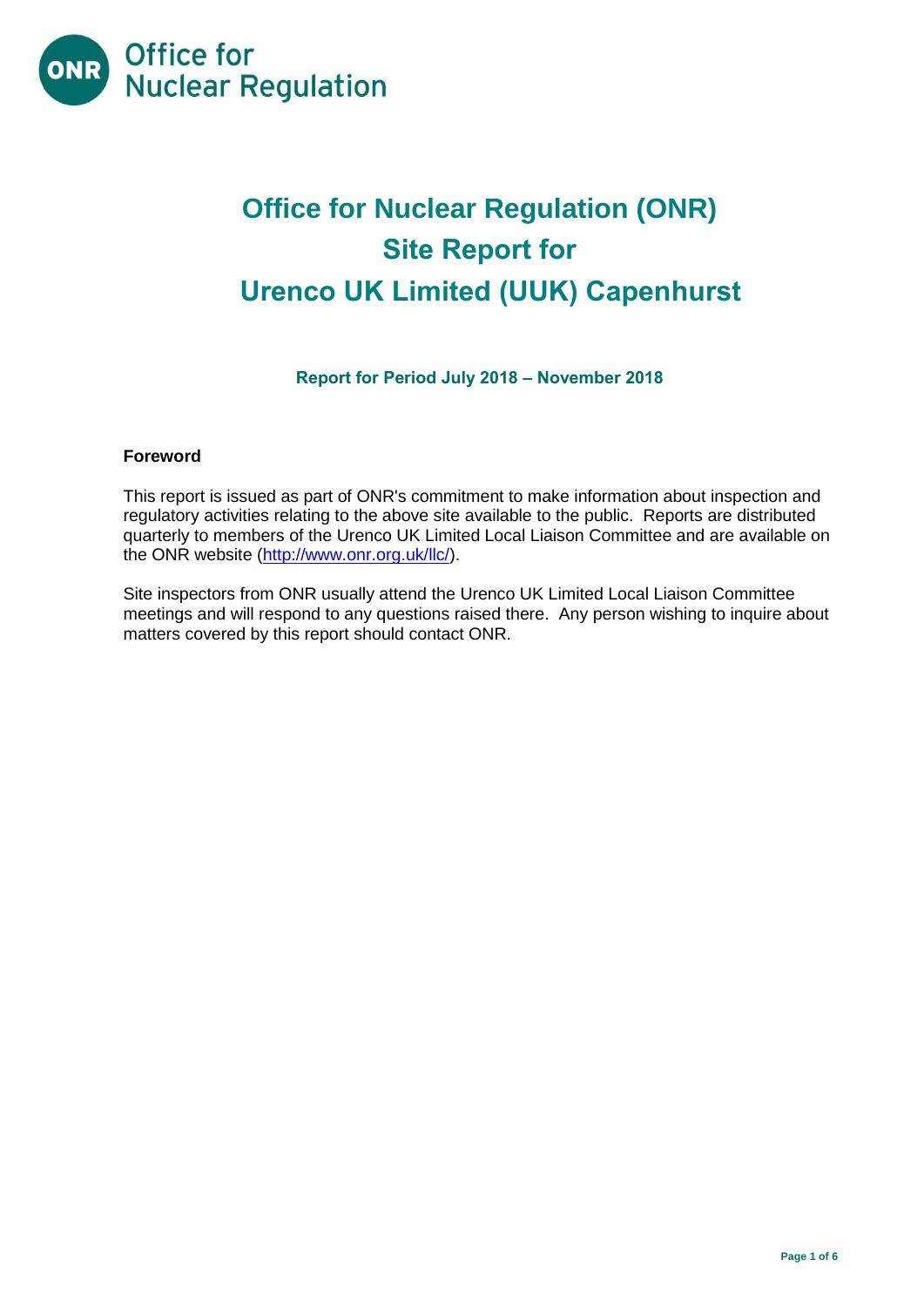Office for Nuclear Regulation

# Office for Nuclear Regulation (ONR) Site Report for Urenco UK Limited (UUK) Capenhurst

**Report for Period July 2018 – November 2018**

## Foreword

This report is issued as part of ONR's commitment to make information about inspection and regulatory activities relating to the above site available to the public. Reports are distributed quarterly to members of the Urenco UK Limited Local Liaison Committee and are available on the ONR website (http://www.onr.org.uk/llc/).

Site inspectors from ONR usually attend the Urenco UK Limited Local Liaison Committee meetings and will respond to any questions raised there. Any person wishing to inquire about matters covered by this report should contact ONR.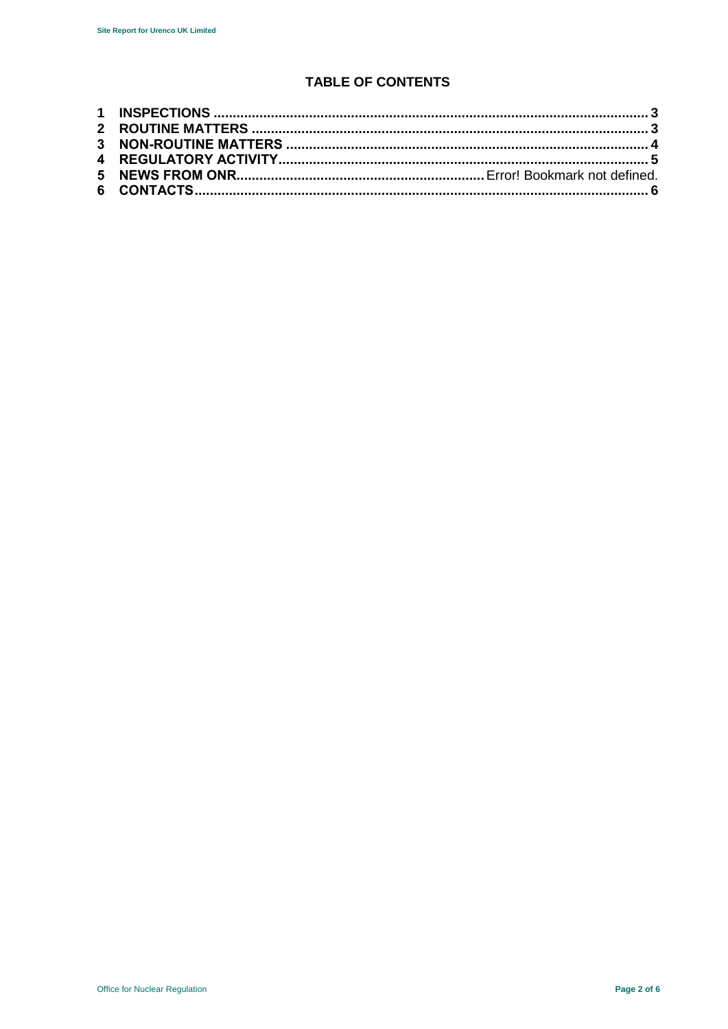## TABLE OF CONTENTS

1 INSPECTIONS ................................................................................................................. 3
2 ROUTINE MATTERS ...................................................................................................... 3
3 NON-ROUTINE MATTERS ............................................................................................. 4
4 REGULATORY ACTIVITY............................................................................................... 5
5 NEWS FROM ONR................................................................ Error! Bookmark not defined.
6 CONTACTS..................................................................................................................... 6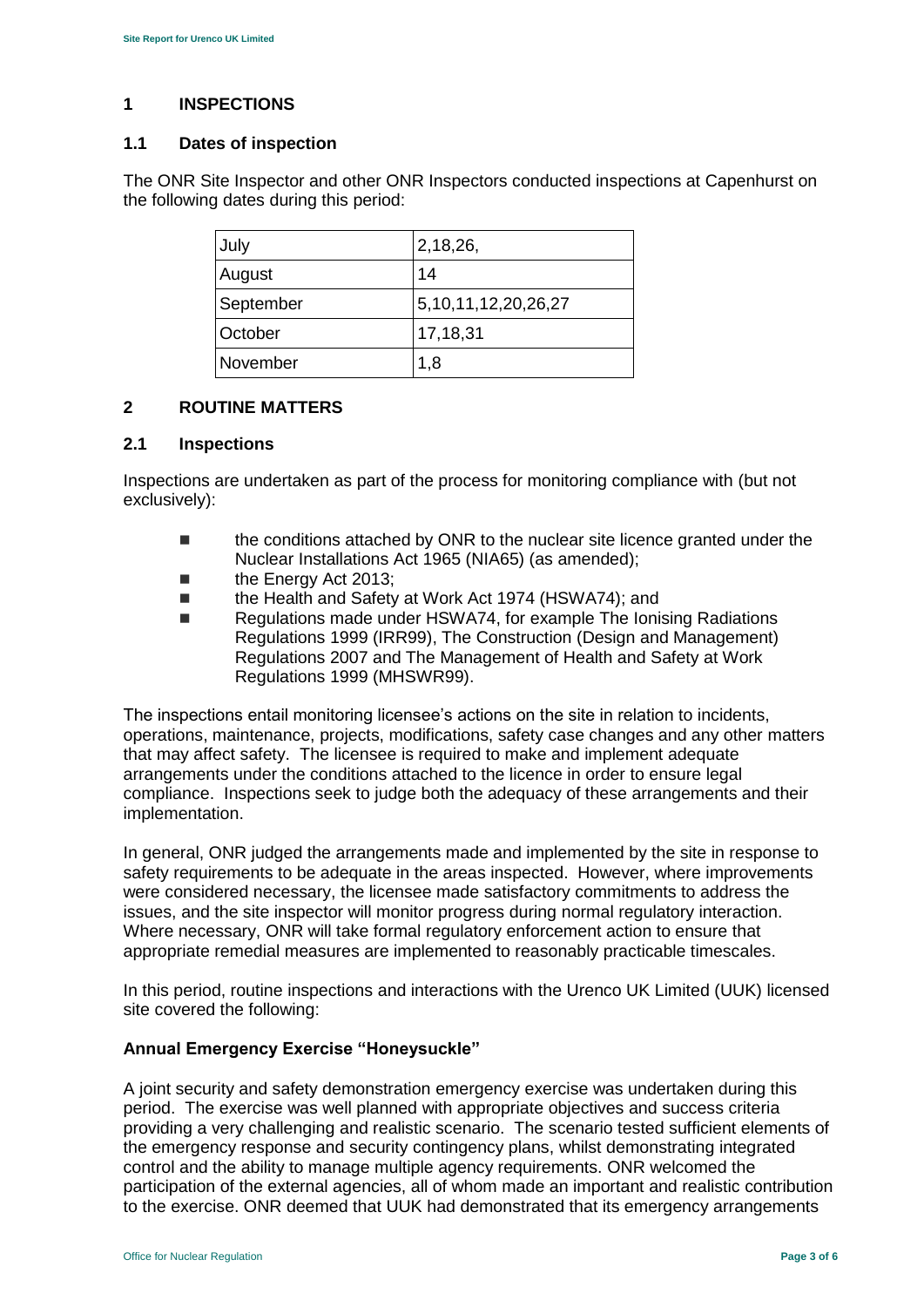## 1 INSPECTIONS

### 1.1 Dates of inspection

The ONR Site Inspector and other ONR Inspectors conducted inspections at Capenhurst on the following dates during this period:

| | |
|---|---|
| July | 2,18,26, |
| August | 14 |
| September | 5,10,11,12,20,26,27 |
| October | 17,18,31 |
| November | 1,8 |

## 2 ROUTINE MATTERS

### 2.1 Inspections

Inspections are undertaken as part of the process for monitoring compliance with (but not exclusively):

- the conditions attached by ONR to the nuclear site licence granted under the Nuclear Installations Act 1965 (NIA65) (as amended);
- the Energy Act 2013;
- the Health and Safety at Work Act 1974 (HSWA74); and
- Regulations made under HSWA74, for example The Ionising Radiations Regulations 1999 (IRR99), The Construction (Design and Management) Regulations 2007 and The Management of Health and Safety at Work Regulations 1999 (MHSWR99).

The inspections entail monitoring licensee's actions on the site in relation to incidents, operations, maintenance, projects, modifications, safety case changes and any other matters that may affect safety. The licensee is required to make and implement adequate arrangements under the conditions attached to the licence in order to ensure legal compliance. Inspections seek to judge both the adequacy of these arrangements and their implementation.

In general, ONR judged the arrangements made and implemented by the site in response to safety requirements to be adequate in the areas inspected. However, where improvements were considered necessary, the licensee made satisfactory commitments to address the issues, and the site inspector will monitor progress during normal regulatory interaction. Where necessary, ONR will take formal regulatory enforcement action to ensure that appropriate remedial measures are implemented to reasonably practicable timescales.

In this period, routine inspections and interactions with the Urenco UK Limited (UUK) licensed site covered the following:

**Annual Emergency Exercise "Honeysuckle"**

A joint security and safety demonstration emergency exercise was undertaken during this period. The exercise was well planned with appropriate objectives and success criteria providing a very challenging and realistic scenario. The scenario tested sufficient elements of the emergency response and security contingency plans, whilst demonstrating integrated control and the ability to manage multiple agency requirements. ONR welcomed the participation of the external agencies, all of whom made an important and realistic contribution to the exercise. ONR deemed that UUK had demonstrated that its emergency arrangements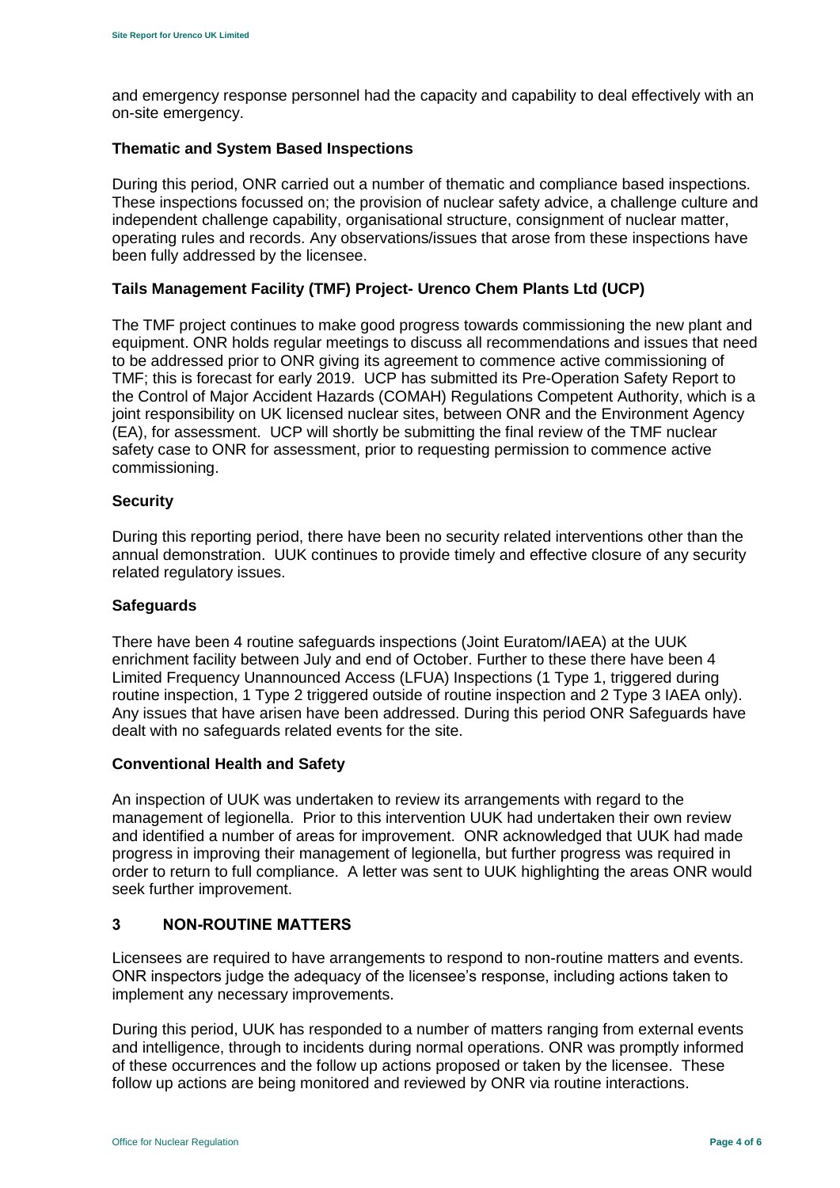and emergency response personnel had the capacity and capability to deal effectively with an on-site emergency.

### Thematic and System Based Inspections

During this period, ONR carried out a number of thematic and compliance based inspections. These inspections focussed on; the provision of nuclear safety advice, a challenge culture and independent challenge capability, organisational structure, consignment of nuclear matter, operating rules and records. Any observations/issues that arose from these inspections have been fully addressed by the licensee.

### Tails Management Facility (TMF) Project- Urenco Chem Plants Ltd (UCP)

The TMF project continues to make good progress towards commissioning the new plant and equipment. ONR holds regular meetings to discuss all recommendations and issues that need to be addressed prior to ONR giving its agreement to commence active commissioning of TMF; this is forecast for early 2019. UCP has submitted its Pre-Operation Safety Report to the Control of Major Accident Hazards (COMAH) Regulations Competent Authority, which is a joint responsibility on UK licensed nuclear sites, between ONR and the Environment Agency (EA), for assessment. UCP will shortly be submitting the final review of the TMF nuclear safety case to ONR for assessment, prior to requesting permission to commence active commissioning.

### Security

During this reporting period, there have been no security related interventions other than the annual demonstration. UUK continues to provide timely and effective closure of any security related regulatory issues.

### Safeguards

There have been 4 routine safeguards inspections (Joint Euratom/IAEA) at the UUK enrichment facility between July and end of October. Further to these there have been 4 Limited Frequency Unannounced Access (LFUA) Inspections (1 Type 1, triggered during routine inspection, 1 Type 2 triggered outside of routine inspection and 2 Type 3 IAEA only). Any issues that have arisen have been addressed. During this period ONR Safeguards have dealt with no safeguards related events for the site.

### Conventional Health and Safety

An inspection of UUK was undertaken to review its arrangements with regard to the management of legionella. Prior to this intervention UUK had undertaken their own review and identified a number of areas for improvement. ONR acknowledged that UUK had made progress in improving their management of legionella, but further progress was required in order to return to full compliance. A letter was sent to UUK highlighting the areas ONR would seek further improvement.

## 3 NON-ROUTINE MATTERS

Licensees are required to have arrangements to respond to non-routine matters and events. ONR inspectors judge the adequacy of the licensee's response, including actions taken to implement any necessary improvements.

During this period, UUK has responded to a number of matters ranging from external events and intelligence, through to incidents during normal operations. ONR was promptly informed of these occurrences and the follow up actions proposed or taken by the licensee. These follow up actions are being monitored and reviewed by ONR via routine interactions.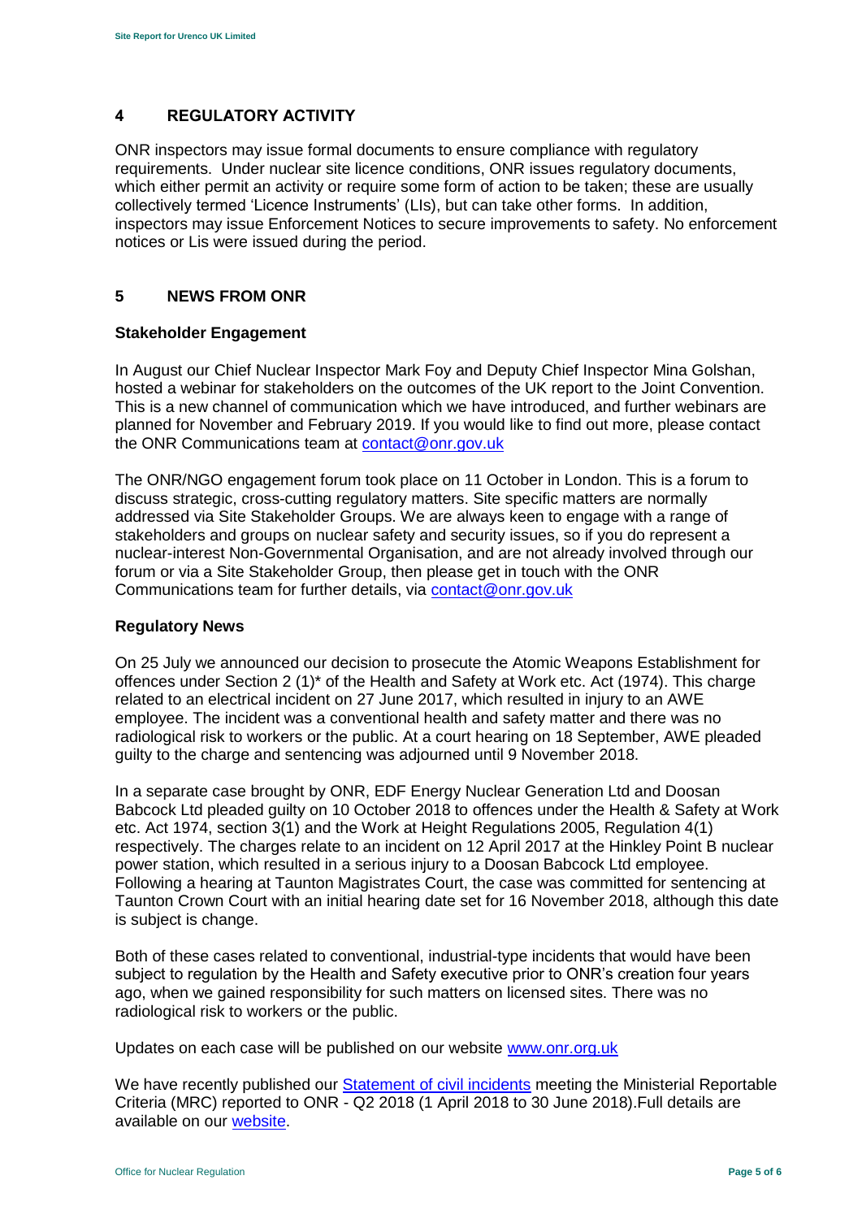## 4 REGULATORY ACTIVITY

ONR inspectors may issue formal documents to ensure compliance with regulatory requirements. Under nuclear site licence conditions, ONR issues regulatory documents, which either permit an activity or require some form of action to be taken; these are usually collectively termed 'Licence Instruments' (LIs), but can take other forms. In addition, inspectors may issue Enforcement Notices to secure improvements to safety. No enforcement notices or Lis were issued during the period.

## 5 NEWS FROM ONR

### Stakeholder Engagement

In August our Chief Nuclear Inspector Mark Foy and Deputy Chief Inspector Mina Golshan, hosted a webinar for stakeholders on the outcomes of the UK report to the Joint Convention. This is a new channel of communication which we have introduced, and further webinars are planned for November and February 2019. If you would like to find out more, please contact the ONR Communications team at contact@onr.gov.uk

The ONR/NGO engagement forum took place on 11 October in London. This is a forum to discuss strategic, cross-cutting regulatory matters. Site specific matters are normally addressed via Site Stakeholder Groups. We are always keen to engage with a range of stakeholders and groups on nuclear safety and security issues, so if you do represent a nuclear-interest Non-Governmental Organisation, and are not already involved through our forum or via a Site Stakeholder Group, then please get in touch with the ONR Communications team for further details, via contact@onr.gov.uk

### Regulatory News

On 25 July we announced our decision to prosecute the Atomic Weapons Establishment for offences under Section 2 (1)* of the Health and Safety at Work etc. Act (1974). This charge related to an electrical incident on 27 June 2017, which resulted in injury to an AWE employee. The incident was a conventional health and safety matter and there was no radiological risk to workers or the public. At a court hearing on 18 September, AWE pleaded guilty to the charge and sentencing was adjourned until 9 November 2018.

In a separate case brought by ONR, EDF Energy Nuclear Generation Ltd and Doosan Babcock Ltd pleaded guilty on 10 October 2018 to offences under the Health & Safety at Work etc. Act 1974, section 3(1) and the Work at Height Regulations 2005, Regulation 4(1) respectively. The charges relate to an incident on 12 April 2017 at the Hinkley Point B nuclear power station, which resulted in a serious injury to a Doosan Babcock Ltd employee. Following a hearing at Taunton Magistrates Court, the case was committed for sentencing at Taunton Crown Court with an initial hearing date set for 16 November 2018, although this date is subject is change.

Both of these cases related to conventional, industrial-type incidents that would have been subject to regulation by the Health and Safety executive prior to ONR's creation four years ago, when we gained responsibility for such matters on licensed sites. There was no radiological risk to workers or the public.

Updates on each case will be published on our website www.onr.org.uk

We have recently published our Statement of civil incidents meeting the Ministerial Reportable Criteria (MRC) reported to ONR - Q2 2018 (1 April 2018 to 30 June 2018).Full details are available on our website.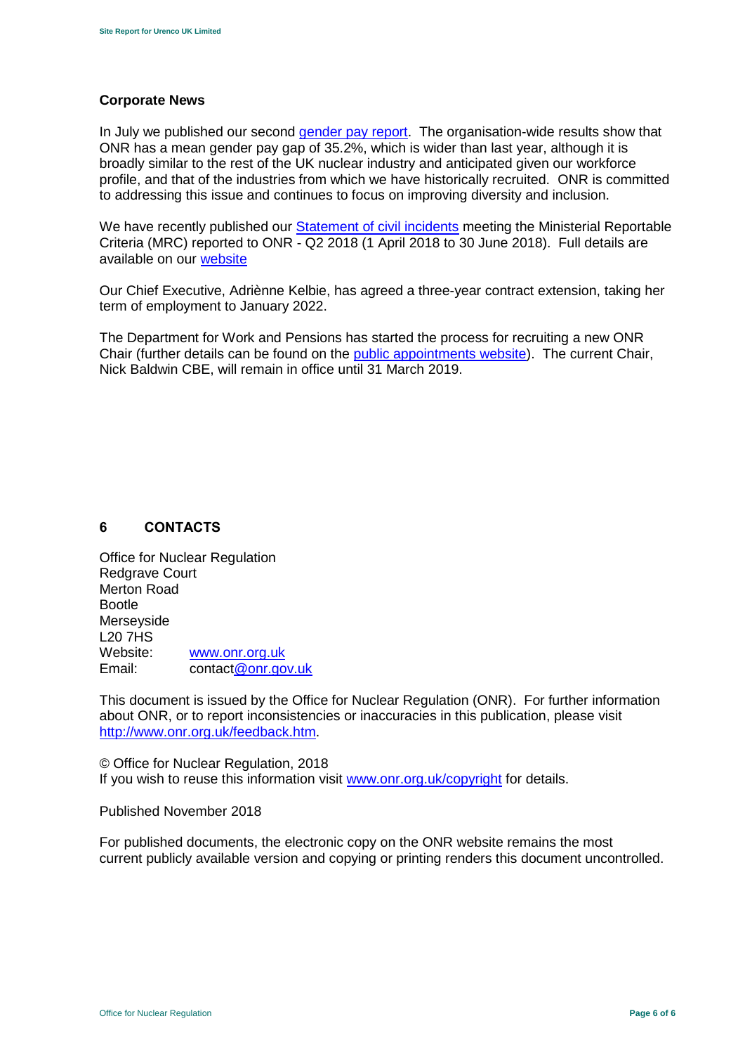### Corporate News

In July we published our second [gender pay report](). The organisation-wide results show that ONR has a mean gender pay gap of 35.2%, which is wider than last year, although it is broadly similar to the rest of the UK nuclear industry and anticipated given our workforce profile, and that of the industries from which we have historically recruited. ONR is committed to addressing this issue and continues to focus on improving diversity and inclusion.

We have recently published our [Statement of civil incidents]() meeting the Ministerial Reportable Criteria (MRC) reported to ONR - Q2 2018 (1 April 2018 to 30 June 2018). Full details are available on our [website]()

Our Chief Executive, Adriènne Kelbie, has agreed a three-year contract extension, taking her term of employment to January 2022.

The Department for Work and Pensions has started the process for recruiting a new ONR Chair (further details can be found on the [public appointments website]()). The current Chair, Nick Baldwin CBE, will remain in office until 31 March 2019.

## 6 CONTACTS

Office for Nuclear Regulation
Redgrave Court
Merton Road
Bootle
Merseyside
L20 7HS
Website: www.onr.org.uk
Email: contact@onr.gov.uk

This document is issued by the Office for Nuclear Regulation (ONR). For further information about ONR, or to report inconsistencies or inaccuracies in this publication, please visit http://www.onr.org.uk/feedback.htm.

© Office for Nuclear Regulation, 2018
If you wish to reuse this information visit www.onr.org.uk/copyright for details.

Published November 2018

For published documents, the electronic copy on the ONR website remains the most current publicly available version and copying or printing renders this document uncontrolled.